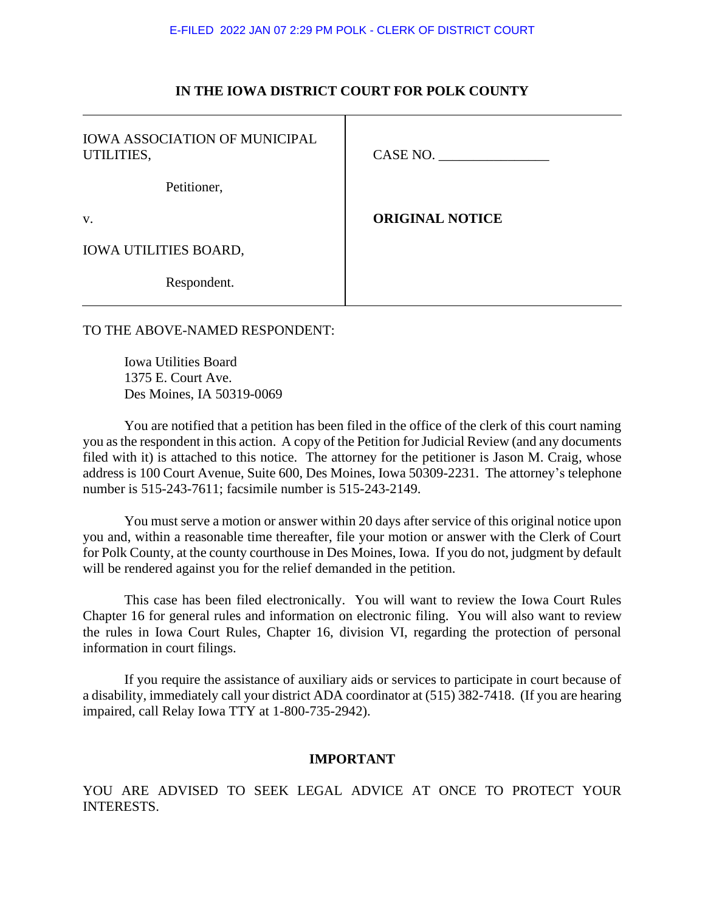E-FILED 2022 JAN 07 2:29 PM POLK - CLERK OF DISTRICT COURT

**IN THE IOWA DISTRICT COURT FOR POLK COUNTY**

| | |
|---|---|
| IOWA ASSOCIATION OF MUNICIPAL UTILITIES,<br><br>Petitioner,<br><br>v.<br><br>IOWA UTILITIES BOARD,<br><br>Respondent. | CASE NO. _______________<br><br>**ORIGINAL NOTICE** |

TO THE ABOVE-NAMED RESPONDENT:

Iowa Utilities Board
1375 E. Court Ave.
Des Moines, IA 50319-0069

You are notified that a petition has been filed in the office of the clerk of this court naming you as the respondent in this action. A copy of the Petition for Judicial Review (and any documents filed with it) is attached to this notice. The attorney for the petitioner is Jason M. Craig, whose address is 100 Court Avenue, Suite 600, Des Moines, Iowa 50309-2231. The attorney's telephone number is 515-243-7611; facsimile number is 515-243-2149.

You must serve a motion or answer within 20 days after service of this original notice upon you and, within a reasonable time thereafter, file your motion or answer with the Clerk of Court for Polk County, at the county courthouse in Des Moines, Iowa. If you do not, judgment by default will be rendered against you for the relief demanded in the petition.

This case has been filed electronically. You will want to review the Iowa Court Rules Chapter 16 for general rules and information on electronic filing. You will also want to review the rules in Iowa Court Rules, Chapter 16, division VI, regarding the protection of personal information in court filings.

If you require the assistance of auxiliary aids or services to participate in court because of a disability, immediately call your district ADA coordinator at (515) 382-7418. (If you are hearing impaired, call Relay Iowa TTY at 1-800-735-2942).

**IMPORTANT**

YOU ARE ADVISED TO SEEK LEGAL ADVICE AT ONCE TO PROTECT YOUR INTERESTS.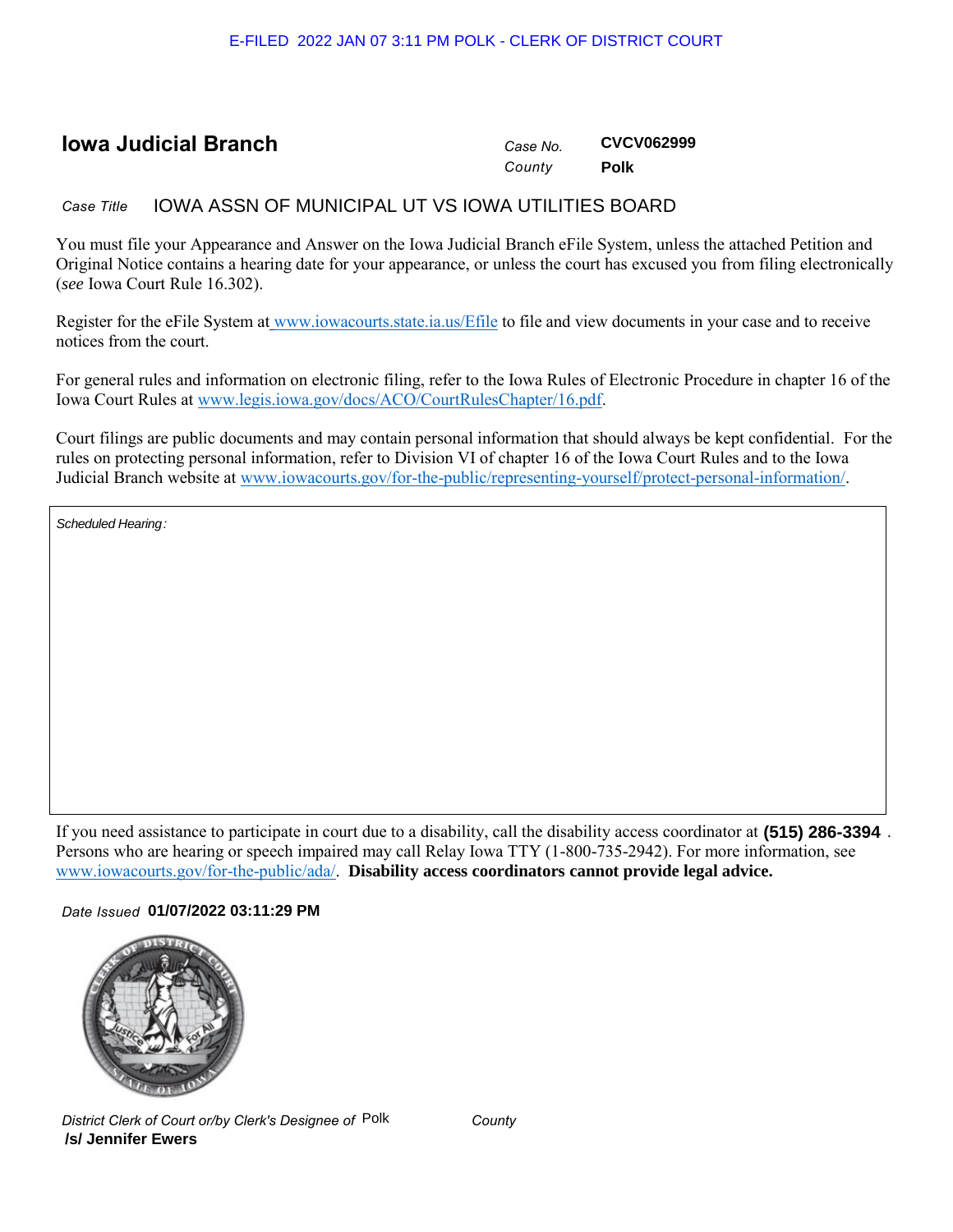E-FILED 2022 JAN 07 3:11 PM POLK - CLERK OF DISTRICT COURT

# Iowa Judicial Branch

*Case No.* **CVCV062999**
*County* **Polk**

*Case Title* IOWA ASSN OF MUNICIPAL UT VS IOWA UTILITIES BOARD

You must file your Appearance and Answer on the Iowa Judicial Branch eFile System, unless the attached Petition and Original Notice contains a hearing date for your appearance, or unless the court has excused you from filing electronically (*see* Iowa Court Rule 16.302).

Register for the eFile System at www.iowacourts.state.ia.us/Efile to file and view documents in your case and to receive notices from the court.

For general rules and information on electronic filing, refer to the Iowa Rules of Electronic Procedure in chapter 16 of the Iowa Court Rules at www.legis.iowa.gov/docs/ACO/CourtRulesChapter/16.pdf.

Court filings are public documents and may contain personal information that should always be kept confidential. For the rules on protecting personal information, refer to Division VI of chapter 16 of the Iowa Court Rules and to the Iowa Judicial Branch website at www.iowacourts.gov/for-the-public/representing-yourself/protect-personal-information/.

*Scheduled Hearing:*

If you need assistance to participate in court due to a disability, call the disability access coordinator at **(515) 286-3394** . Persons who are hearing or speech impaired may call Relay Iowa TTY (1-800-735-2942). For more information, see www.iowacourts.gov/for-the-public/ada/. **Disability access coordinators cannot provide legal advice.**

*Date Issued* **01/07/2022 03:11:29 PM**

*District Clerk of Court or/by Clerk's Designee of* Polk *County*
**/s/ Jennifer Ewers**